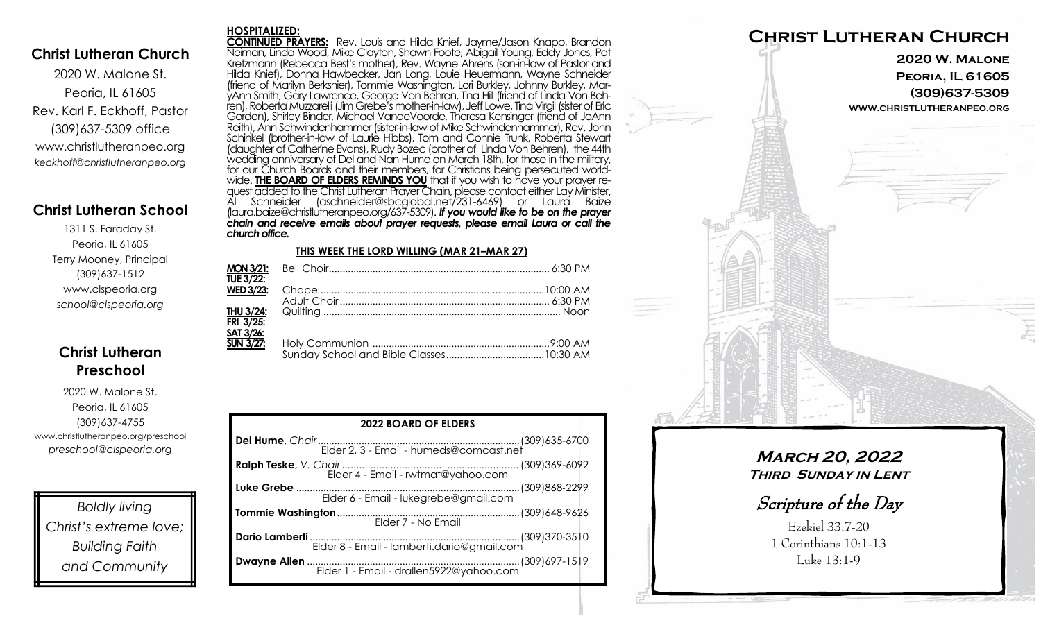## Christ Lutheran Church

2020 W. Malone St.
Peoria, IL 61605
Rev. Karl F. Eckhoff, Pastor
(309)637-5309 office
www.christlutheranpeo.org
*keckhoff@christlutheranpeo.org*

## Christ Lutheran School

1311 S. Faraday St.
Peoria, IL 61605
Terry Mooney, Principal
(309)637-1512
www.clspeoria.org
*school@clspeoria.org*

## Christ Lutheran Preschool

2020 W. Malone St.
Peoria, IL 61605
(309)637-4755
www.christlutheranpeo.org/preschool
*preschool@clspeoria.org*

*Boldly living Christ's extreme love; Building Faith and Community*

**HOSPITALIZED:**

**CONTINUED PRAYERS:** Rev. Louis and Hilda Knief, Jayme/Jason Knapp, Brandon Neiman, Linda Wood, Mike Clayton, Shawn Foote, Abigail Young, Eddy Jones, Pat Kretzmann (Rebecca Best's mother), Rev. Wayne Ahrens (son-in-law of Pastor and Hilda Knief), Donna Hawbecker, Jan Long, Louie Heuermann, Wayne Schneider (friend of Marilyn Berkshier), Tommie Washington, Lori Burkley, Johnny Burkley, MaryAnn Smith, Gary Lawrence, George Von Behren, Tina Hill (friend of Linda Von Behren), Roberta Muzzarelli (Jim Grebe's mother-in-law), Jeff Lowe, Tina Virgil (sister of Eric Gordon), Shirley Binder, Michael VandeVoorde, Theresa Kensinger (friend of JoAnn Reith), Ann Schwindenhammer (sister-in-law of Mike Schwindenhammer), Rev. John Schinkel (brother-in-law of Laurie Hibbs), Tom and Connie Trunk, Roberta Stewart (daughter of Catherine Evans), Rudy Bozec (brother of Linda Von Behren), the 44th wedding anniversary of Del and Nan Hume on March 18th, for those in the military, for our Church Boards and their members, for Christians being persecuted worldwide. **THE BOARD OF ELDERS REMINDS YOU** that if you wish to have your prayer request added to the Christ Lutheran Prayer Chain, please contact either Lay Minister, Al Schneider (aschneider@sbcglobal.net/231-6469) or Laura Baize (laura.baize@christlutheranpeo.org/637-5309). ***If you would like to be on the prayer chain and receive emails about prayer requests, please email Laura or call the church office.***

**THIS WEEK THE LORD WILLING (MAR 21–MAR 27)**

| | | |
|---|---|---|
| **MON 3/21:** | Bell Choir | 6:30 PM |
| **TUE 3/22:** | | |
| **WED 3/23:** | Chapel | 10:00 AM |
| | Adult Choir | 6:30 PM |
| **THU 3/24:** | Quilting | Noon |
| **FRI 3/25:** | | |
| **SAT 3/26:** | | |
| **SUN 3/27:** | Holy Communion | 9:00 AM |
| | Sunday School and Bible Classes | 10:30 AM |

**2022 BOARD OF ELDERS**

| | |
|---|---|
| **Del Hume**, *Chair* — Elder 2, 3 - Email - humeds@comcast.net | (309)635-6700 |
| **Ralph Teske**, *V. Chair* — Elder 4 - Email - rwtmat@yahoo.com | (309)369-6092 |
| **Luke Grebe** — Elder 6 - Email - lukegrebe@gmail.com | (309)868-2299 |
| **Tommie Washington** — Elder 7 - No Email | (309)648-9626 |
| **Dario Lamberti** — Elder 8 - Email - lamberti.dario@gmail.com | (309)370-3510 |
| **Dwayne Allen** — Elder 1 - Email - drallen5922@yahoo.com | (309)697-1519 |

# Christ Lutheran Church

**2020 W. Malone**
**Peoria, IL 61605**
**(309)637-5309**
**www.christlutheranpeo.org**

## March 20, 2022
### Third Sunday in Lent

## *Scripture of the Day*

Ezekiel 33:7-20
1 Corinthians 10:1-13
Luke 13:1-9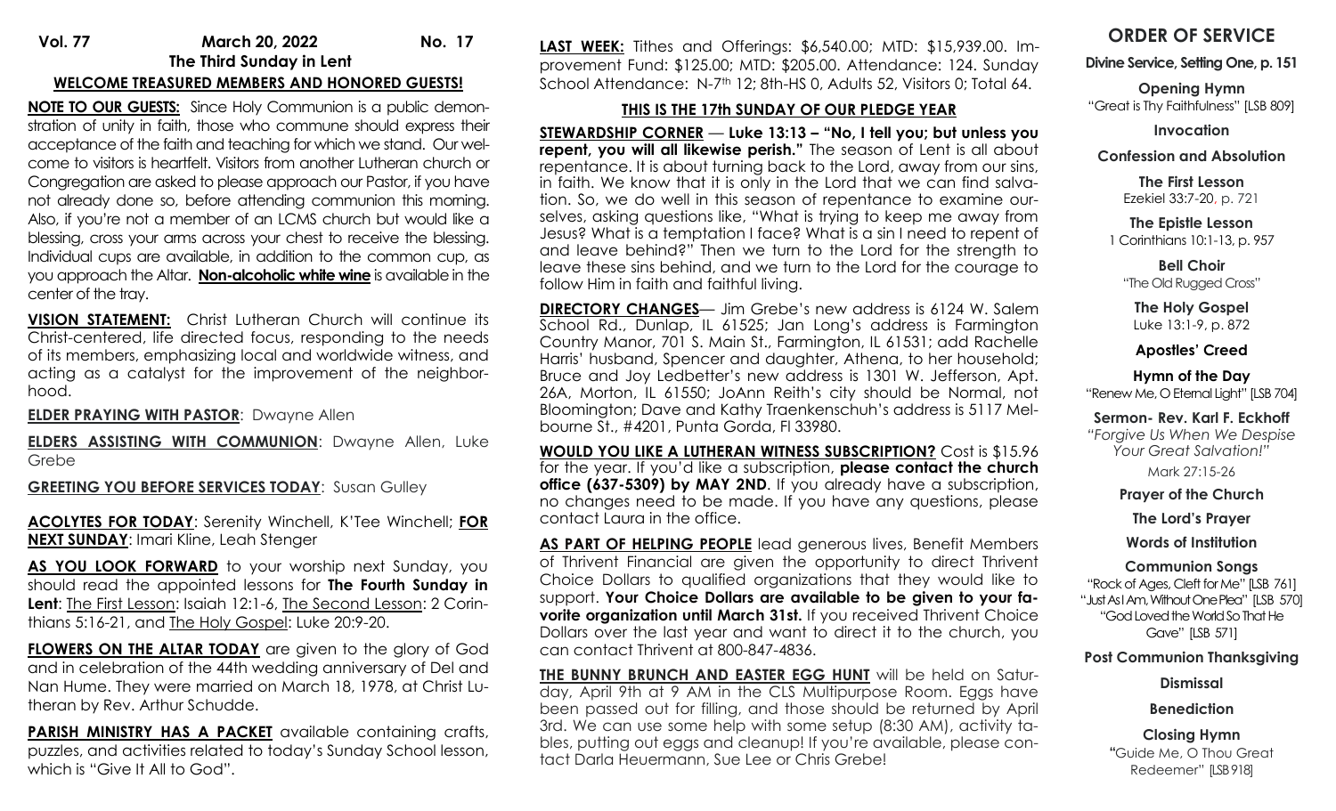**Vol. 77** **March 20, 2022** **No. 17**

## The Third Sunday in Lent

**WELCOME TREASURED MEMBERS AND HONORED GUESTS!**

**NOTE TO OUR GUESTS:** Since Holy Communion is a public demonstration of unity in faith, those who commune should express their acceptance of the faith and teaching for which we stand. Our welcome to visitors is heartfelt. Visitors from another Lutheran church or Congregation are asked to please approach our Pastor, if you have not already done so, before attending communion this morning. Also, if you're not a member of an LCMS church but would like a blessing, cross your arms across your chest to receive the blessing. Individual cups are available, in addition to the common cup, as you approach the Altar. **Non-alcoholic white wine** is available in the center of the tray.

**VISION STATEMENT:** Christ Lutheran Church will continue its Christ-centered, life directed focus, responding to the needs of its members, emphasizing local and worldwide witness, and acting as a catalyst for the improvement of the neighborhood.

**ELDER PRAYING WITH PASTOR**: Dwayne Allen

**ELDERS ASSISTING WITH COMMUNION**: Dwayne Allen, Luke Grebe

**GREETING YOU BEFORE SERVICES TODAY**: Susan Gulley

**ACOLYTES FOR TODAY**: Serenity Winchell, K'Tee Winchell; **FOR NEXT SUNDAY**: Imari Kline, Leah Stenger

**AS YOU LOOK FORWARD** to your worship next Sunday, you should read the appointed lessons for **The Fourth Sunday in Lent**: The First Lesson: Isaiah 12:1-6, The Second Lesson: 2 Corinthians 5:16-21, and The Holy Gospel: Luke 20:9-20.

**FLOWERS ON THE ALTAR TODAY** are given to the glory of God and in celebration of the 44th wedding anniversary of Del and Nan Hume. They were married on March 18, 1978, at Christ Lutheran by Rev. Arthur Schudde.

**PARISH MINISTRY HAS A PACKET** available containing crafts, puzzles, and activities related to today's Sunday School lesson, which is "Give It All to God".

**LAST WEEK:** Tithes and Offerings: $6,540.00; MTD: $15,939.00. Improvement Fund: $125.00; MTD: $205.00. Attendance: 124. Sunday School Attendance: N-7th 12; 8th-HS 0, Adults 52, Visitors 0; Total 64.

**THIS IS THE 17th SUNDAY OF OUR PLEDGE YEAR**

**STEWARDSHIP CORNER** — **Luke 13:13 – "No, I tell you; but unless you repent, you will all likewise perish."** The season of Lent is all about repentance. It is about turning back to the Lord, away from our sins, in faith. We know that it is only in the Lord that we can find salvation. So, we do well in this season of repentance to examine ourselves, asking questions like, "What is trying to keep me away from Jesus? What is a temptation I face? What is a sin I need to repent of and leave behind?" Then we turn to the Lord for the strength to leave these sins behind, and we turn to the Lord for the courage to follow Him in faith and faithful living.

**DIRECTORY CHANGES**— Jim Grebe's new address is 6124 W. Salem School Rd., Dunlap, IL 61525; Jan Long's address is Farmington Country Manor, 701 S. Main St., Farmington, IL 61531; add Rachelle Harris' husband, Spencer and daughter, Athena, to her household; Bruce and Joy Ledbetter's new address is 1301 W. Jefferson, Apt. 26A, Morton, IL 61550; JoAnn Reith's city should be Normal, not Bloomington; Dave and Kathy Traenkenschuh's address is 5117 Melbourne St., #4201, Punta Gorda, Fl 33980.

**WOULD YOU LIKE A LUTHERAN WITNESS SUBSCRIPTION?** Cost is $15.96 for the year. If you'd like a subscription, **please contact the church office (637-5309) by MAY 2ND**. If you already have a subscription, no changes need to be made. If you have any questions, please contact Laura in the office.

**AS PART OF HELPING PEOPLE** lead generous lives, Benefit Members of Thrivent Financial are given the opportunity to direct Thrivent Choice Dollars to qualified organizations that they would like to support. **Your Choice Dollars are available to be given to your favorite organization until March 31st.** If you received Thrivent Choice Dollars over the last year and want to direct it to the church, you can contact Thrivent at 800-847-4836.

**THE BUNNY BRUNCH AND EASTER EGG HUNT** will be held on Saturday, April 9th at 9 AM in the CLS Multipurpose Room. Eggs have been passed out for filling, and those should be returned by April 3rd. We can use some help with some setup (8:30 AM), activity tables, putting out eggs and cleanup! If you're available, please contact Darla Heuermann, Sue Lee or Chris Grebe!

## ORDER OF SERVICE

**Divine Service, Setting One, p. 151**

**Opening Hymn**
"Great is Thy Faithfulness" [LSB 809]

**Invocation**

**Confession and Absolution**

**The First Lesson**
Ezekiel 33:7-20, p. 721

**The Epistle Lesson**
1 Corinthians 10:1-13, p. 957

**Bell Choir**
"The Old Rugged Cross"

**The Holy Gospel**
Luke 13:1-9, p. 872

**Apostles' Creed**

**Hymn of the Day**
"Renew Me, O Eternal Light" [LSB 704]

**Sermon- Rev. Karl F. Eckhoff**
*"Forgive Us When We Despise Your Great Salvation!"*
Mark 27:15-26

**Prayer of the Church**

**The Lord's Prayer**

**Words of Institution**

**Communion Songs**
"Rock of Ages, Cleft for Me" [LSB 761]
"Just As I Am, Without One Plea" [LSB 570]
"God Loved the World So That He Gave" [LSB 571]

**Post Communion Thanksgiving**

**Dismissal**

**Benediction**

**Closing Hymn**
"Guide Me, O Thou Great Redeemer" [LSB 918]